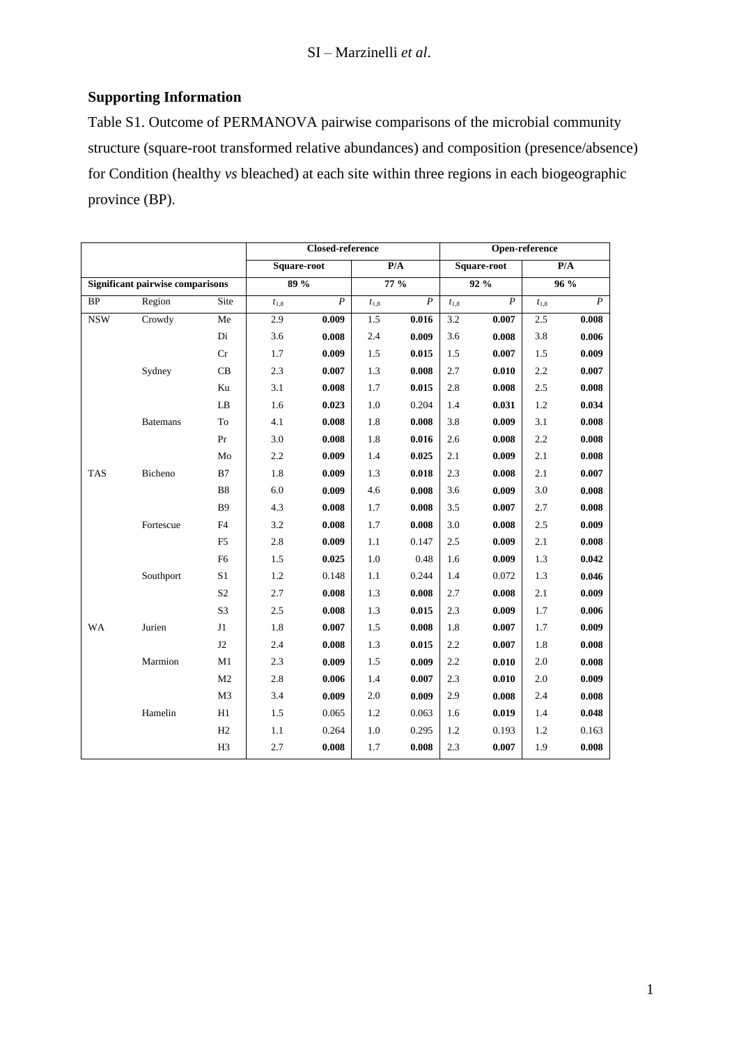## Supporting Information

Table S1. Outcome of PERMANOVA pairwise comparisons of the microbial community structure (square-root transformed relative abundances) and composition (presence/absence) for Condition (healthy *vs* bleached) at each site within three regions in each biogeographic province (BP).

| | | | **Closed-reference** | | | | **Open-reference** | | | |
|---|---|---|---|---|---|---|---|---|---|---|
| | | | **Square-root** | | **P/A** | | **Square-root** | | **P/A** | |
| **Significant pairwise comparisons** | | | **89 %** | | **77 %** | | **92 %** | | **96 %** | |
| BP | Region | Site | $t_{1,8}$ | *P* | $t_{1,8}$ | *P* | $t_{1,8}$ | *P* | $t_{1,8}$ | *P* |
| NSW | Crowdy | Me | 2.9 | **0.009** | 1.5 | **0.016** | 3.2 | **0.007** | 2.5 | **0.008** |
| | | Di | 3.6 | **0.008** | 2.4 | **0.009** | 3.6 | **0.008** | 3.8 | **0.006** |
| | | Cr | 1.7 | **0.009** | 1.5 | **0.015** | 1.5 | **0.007** | 1.5 | **0.009** |
| | Sydney | CB | 2.3 | **0.007** | 1.3 | **0.008** | 2.7 | **0.010** | 2.2 | **0.007** |
| | | Ku | 3.1 | **0.008** | 1.7 | **0.015** | 2.8 | **0.008** | 2.5 | **0.008** |
| | | LB | 1.6 | **0.023** | 1.0 | 0.204 | 1.4 | **0.031** | 1.2 | **0.034** |
| | Batemans | To | 4.1 | **0.008** | 1.8 | **0.008** | 3.8 | **0.009** | 3.1 | **0.008** |
| | | Pr | 3.0 | **0.008** | 1.8 | **0.016** | 2.6 | **0.008** | 2.2 | **0.008** |
| | | Mo | 2.2 | **0.009** | 1.4 | **0.025** | 2.1 | **0.009** | 2.1 | **0.008** |
| TAS | Bicheno | B7 | 1.8 | **0.009** | 1.3 | **0.018** | 2.3 | **0.008** | 2.1 | **0.007** |
| | | B8 | 6.0 | **0.009** | 4.6 | **0.008** | 3.6 | **0.009** | 3.0 | **0.008** |
| | | B9 | 4.3 | **0.008** | 1.7 | **0.008** | 3.5 | **0.007** | 2.7 | **0.008** |
| | Fortescue | F4 | 3.2 | **0.008** | 1.7 | **0.008** | 3.0 | **0.008** | 2.5 | **0.009** |
| | | F5 | 2.8 | **0.009** | 1.1 | 0.147 | 2.5 | **0.009** | 2.1 | **0.008** |
| | | F6 | 1.5 | **0.025** | 1.0 | 0.48 | 1.6 | **0.009** | 1.3 | **0.042** |
| | Southport | S1 | 1.2 | 0.148 | 1.1 | 0.244 | 1.4 | 0.072 | 1.3 | **0.046** |
| | | S2 | 2.7 | **0.008** | 1.3 | **0.008** | 2.7 | **0.008** | 2.1 | **0.009** |
| | | S3 | 2.5 | **0.008** | 1.3 | **0.015** | 2.3 | **0.009** | 1.7 | **0.006** |
| WA | Jurien | J1 | 1.8 | **0.007** | 1.5 | **0.008** | 1.8 | **0.007** | 1.7 | **0.009** |
| | | J2 | 2.4 | **0.008** | 1.3 | **0.015** | 2.2 | **0.007** | 1.8 | **0.008** |
| | Marmion | M1 | 2.3 | **0.009** | 1.5 | **0.009** | 2.2 | **0.010** | 2.0 | **0.008** |
| | | M2 | 2.8 | **0.006** | 1.4 | **0.007** | 2.3 | **0.010** | 2.0 | **0.009** |
| | | M3 | 3.4 | **0.009** | 2.0 | **0.009** | 2.9 | **0.008** | 2.4 | **0.008** |
| | Hamelin | H1 | 1.5 | 0.065 | 1.2 | 0.063 | 1.6 | **0.019** | 1.4 | **0.048** |
| | | H2 | 1.1 | 0.264 | 1.0 | 0.295 | 1.2 | 0.193 | 1.2 | 0.163 |
| | | H3 | 2.7 | **0.008** | 1.7 | **0.008** | 2.3 | **0.007** | 1.9 | **0.008** |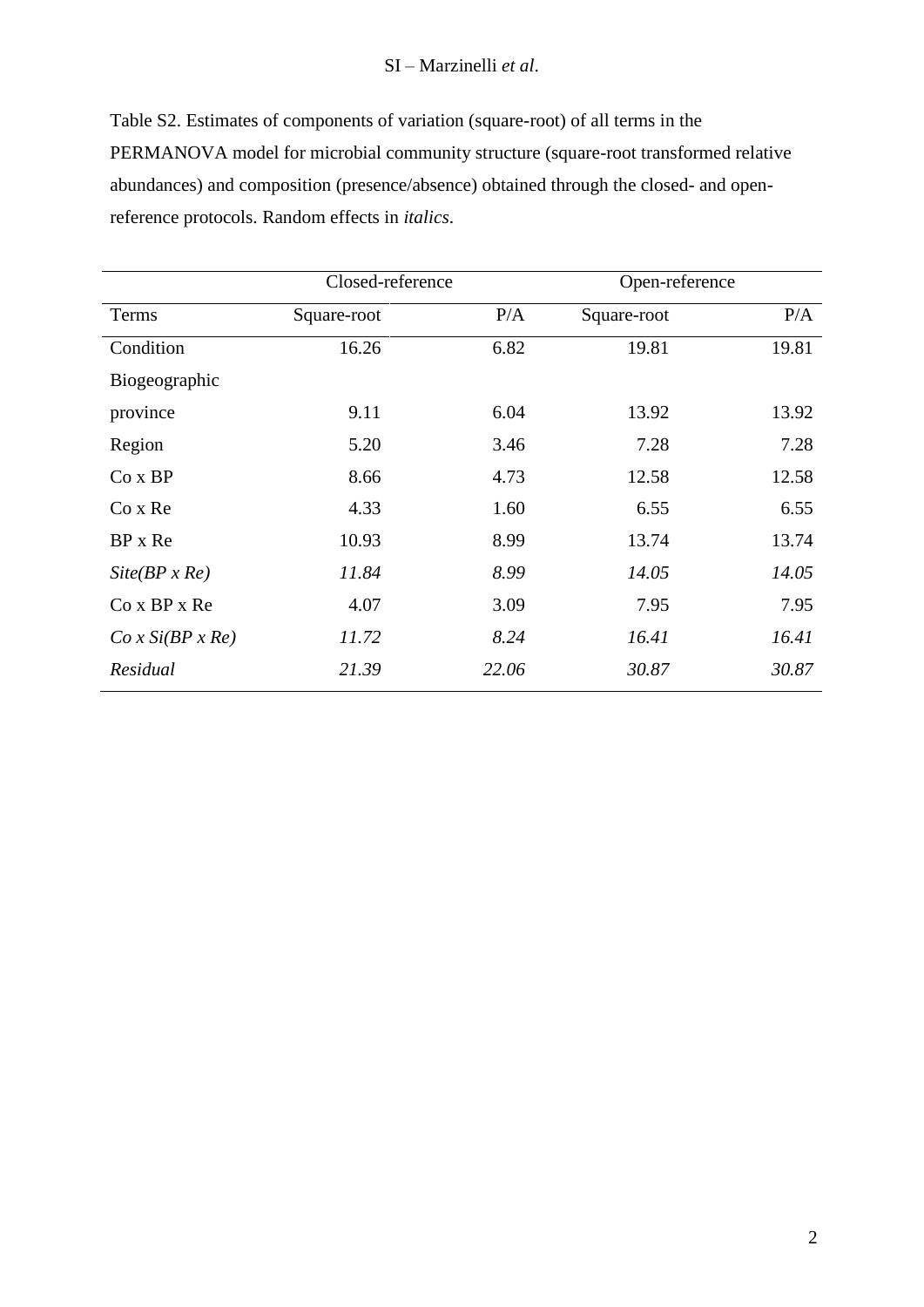Table S2. Estimates of components of variation (square-root) of all terms in the PERMANOVA model for microbial community structure (square-root transformed relative abundances) and composition (presence/absence) obtained through the closed- and open-reference protocols. Random effects in *italics*.

| | Closed-reference | | Open-reference | |
|---|---|---|---|---|
| Terms | Square-root | P/A | Square-root | P/A |
| Condition | 16.26 | 6.82 | 19.81 | 19.81 |
| Biogeographic province | 9.11 | 6.04 | 13.92 | 13.92 |
| Region | 5.20 | 3.46 | 7.28 | 7.28 |
| Co x BP | 8.66 | 4.73 | 12.58 | 12.58 |
| Co x Re | 4.33 | 1.60 | 6.55 | 6.55 |
| BP x Re | 10.93 | 8.99 | 13.74 | 13.74 |
| *Site(BP x Re)* | *11.84* | *8.99* | *14.05* | *14.05* |
| Co x BP x Re | 4.07 | 3.09 | 7.95 | 7.95 |
| *Co x Si(BP x Re)* | *11.72* | *8.24* | *16.41* | *16.41* |
| *Residual* | *21.39* | *22.06* | *30.87* | *30.87* |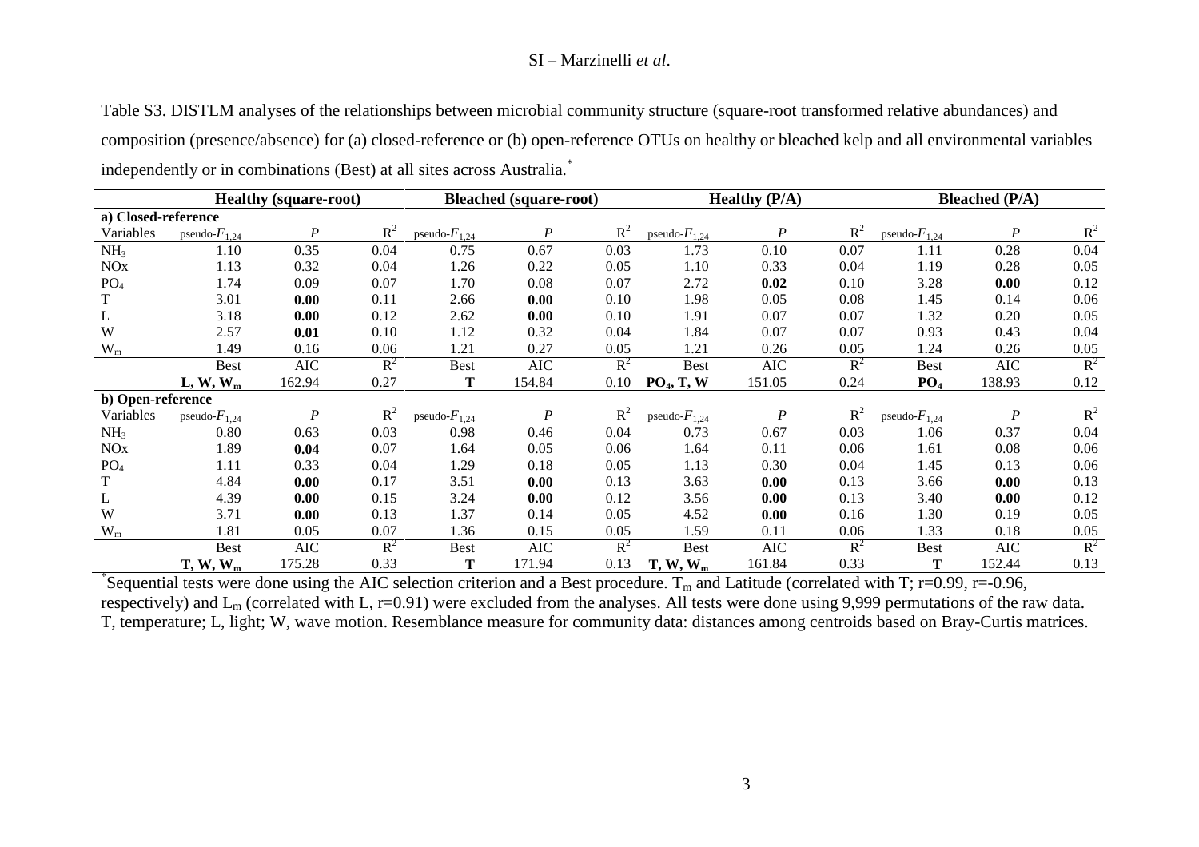Table S3. DISTLM analyses of the relationships between microbial community structure (square-root transformed relative abundances) and composition (presence/absence) for (a) closed-reference or (b) open-reference OTUs on healthy or bleached kelp and all environmental variables independently or in combinations (Best) at all sites across Australia.*

| | **Healthy (square-root)** | | | **Bleached (square-root)** | | | **Healthy (P/A)** | | | **Bleached (P/A)** | | |
|---|---|---|---|---|---|---|---|---|---|---|---|---|
| **a) Closed-reference** | | | | | | | | | | | | |
| Variables | pseudo-$F_{1,24}$ | $P$ | $R^2$ | pseudo-$F_{1,24}$ | $P$ | $R^2$ | pseudo-$F_{1,24}$ | $P$ | $R^2$ | pseudo-$F_{1,24}$ | $P$ | $R^2$ |
| $NH_3$ | 1.10 | 0.35 | 0.04 | 0.75 | 0.67 | 0.03 | 1.73 | 0.10 | 0.07 | 1.11 | 0.28 | 0.04 |
| NOx | 1.13 | 0.32 | 0.04 | 1.26 | 0.22 | 0.05 | 1.10 | 0.33 | 0.04 | 1.19 | 0.28 | 0.05 |
| $PO_4$ | 1.74 | 0.09 | 0.07 | 1.70 | 0.08 | 0.07 | 2.72 | **0.02** | 0.10 | 3.28 | **0.00** | 0.12 |
| T | 3.01 | **0.00** | 0.11 | 2.66 | **0.00** | 0.10 | 1.98 | 0.05 | 0.08 | 1.45 | 0.14 | 0.06 |
| L | 3.18 | **0.00** | 0.12 | 2.62 | **0.00** | 0.10 | 1.91 | 0.07 | 0.07 | 1.32 | 0.20 | 0.05 |
| W | 2.57 | **0.01** | 0.10 | 1.12 | 0.32 | 0.04 | 1.84 | 0.07 | 0.07 | 0.93 | 0.43 | 0.04 |
| $W_m$ | 1.49 | 0.16 | 0.06 | 1.21 | 0.27 | 0.05 | 1.21 | 0.26 | 0.05 | 1.24 | 0.26 | 0.05 |
| | Best | AIC | $R^2$ | Best | AIC | $R^2$ | Best | AIC | $R^2$ | Best | AIC | $R^2$ |
| | **L, W, $W_m$** | 162.94 | 0.27 | **T** | 154.84 | 0.10 | **$PO_4$, T, W** | 151.05 | 0.24 | **$PO_4$** | 138.93 | 0.12 |
| **b) Open-reference** | | | | | | | | | | | | |
| Variables | pseudo-$F_{1,24}$ | $P$ | $R^2$ | pseudo-$F_{1,24}$ | $P$ | $R^2$ | pseudo-$F_{1,24}$ | $P$ | $R^2$ | pseudo-$F_{1,24}$ | $P$ | $R^2$ |
| $NH_3$ | 0.80 | 0.63 | 0.03 | 0.98 | 0.46 | 0.04 | 0.73 | 0.67 | 0.03 | 1.06 | 0.37 | 0.04 |
| NOx | 1.89 | **0.04** | 0.07 | 1.64 | 0.05 | 0.06 | 1.64 | 0.11 | 0.06 | 1.61 | 0.08 | 0.06 |
| $PO_4$ | 1.11 | 0.33 | 0.04 | 1.29 | 0.18 | 0.05 | 1.13 | 0.30 | 0.04 | 1.45 | 0.13 | 0.06 |
| T | 4.84 | **0.00** | 0.17 | 3.51 | **0.00** | 0.13 | 3.63 | **0.00** | 0.13 | 3.66 | **0.00** | 0.13 |
| L | 4.39 | **0.00** | 0.15 | 3.24 | **0.00** | 0.12 | 3.56 | **0.00** | 0.13 | 3.40 | **0.00** | 0.12 |
| W | 3.71 | **0.00** | 0.13 | 1.37 | 0.14 | 0.05 | 4.52 | **0.00** | 0.16 | 1.30 | 0.19 | 0.05 |
| $W_m$ | 1.81 | 0.05 | 0.07 | 1.36 | 0.15 | 0.05 | 1.59 | 0.11 | 0.06 | 1.33 | 0.18 | 0.05 |
| | Best | AIC | $R^2$ | Best | AIC | $R^2$ | Best | AIC | $R^2$ | Best | AIC | $R^2$ |
| | **T, W, $W_m$** | 175.28 | 0.33 | **T** | 171.94 | 0.13 | **T, W, $W_m$** | 161.84 | 0.33 | **T** | 152.44 | 0.13 |

*Sequential tests were done using the AIC selection criterion and a Best procedure. $T_m$ and Latitude (correlated with T; r=0.99, r=-0.96, respectively) and $L_m$ (correlated with L, r=0.91) were excluded from the analyses. All tests were done using 9,999 permutations of the raw data. T, temperature; L, light; W, wave motion. Resemblance measure for community data: distances among centroids based on Bray-Curtis matrices.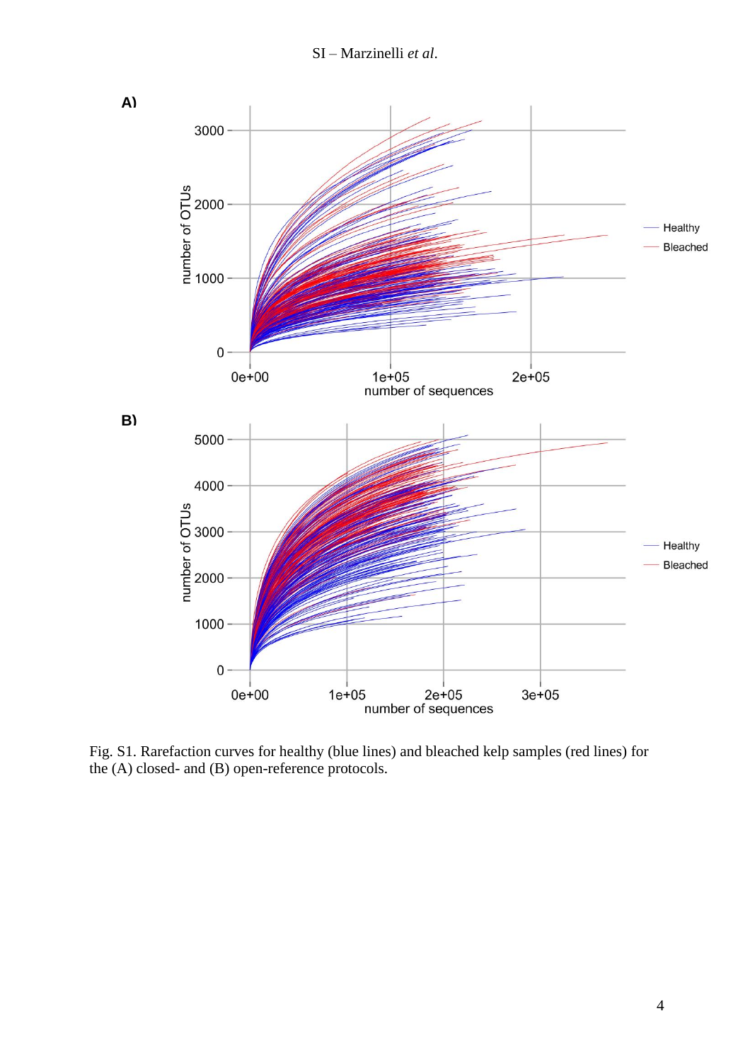Fig. S1. Rarefaction curves for healthy (blue lines) and bleached kelp samples (red lines) for the (A) closed- and (B) open-reference protocols.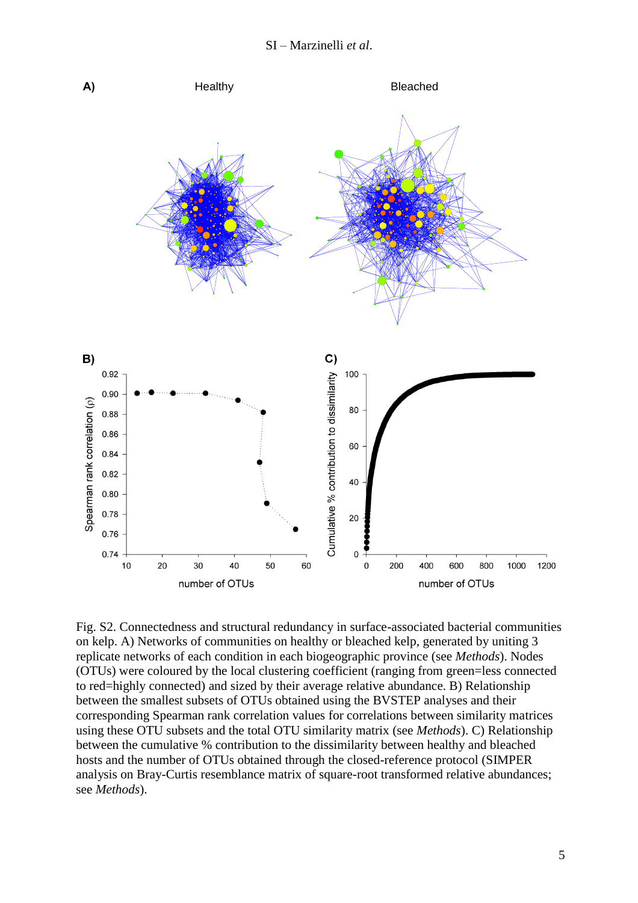Fig. S2. Connectedness and structural redundancy in surface-associated bacterial communities on kelp. A) Networks of communities on healthy or bleached kelp, generated by uniting 3 replicate networks of each condition in each biogeographic province (see *Methods*). Nodes (OTUs) were coloured by the local clustering coefficient (ranging from green=less connected to red=highly connected) and sized by their average relative abundance. B) Relationship between the smallest subsets of OTUs obtained using the BVSTEP analyses and their corresponding Spearman rank correlation values for correlations between similarity matrices using these OTU subsets and the total OTU similarity matrix (see *Methods*). C) Relationship between the cumulative % contribution to the dissimilarity between healthy and bleached hosts and the number of OTUs obtained through the closed-reference protocol (SIMPER analysis on Bray-Curtis resemblance matrix of square-root transformed relative abundances; see *Methods*).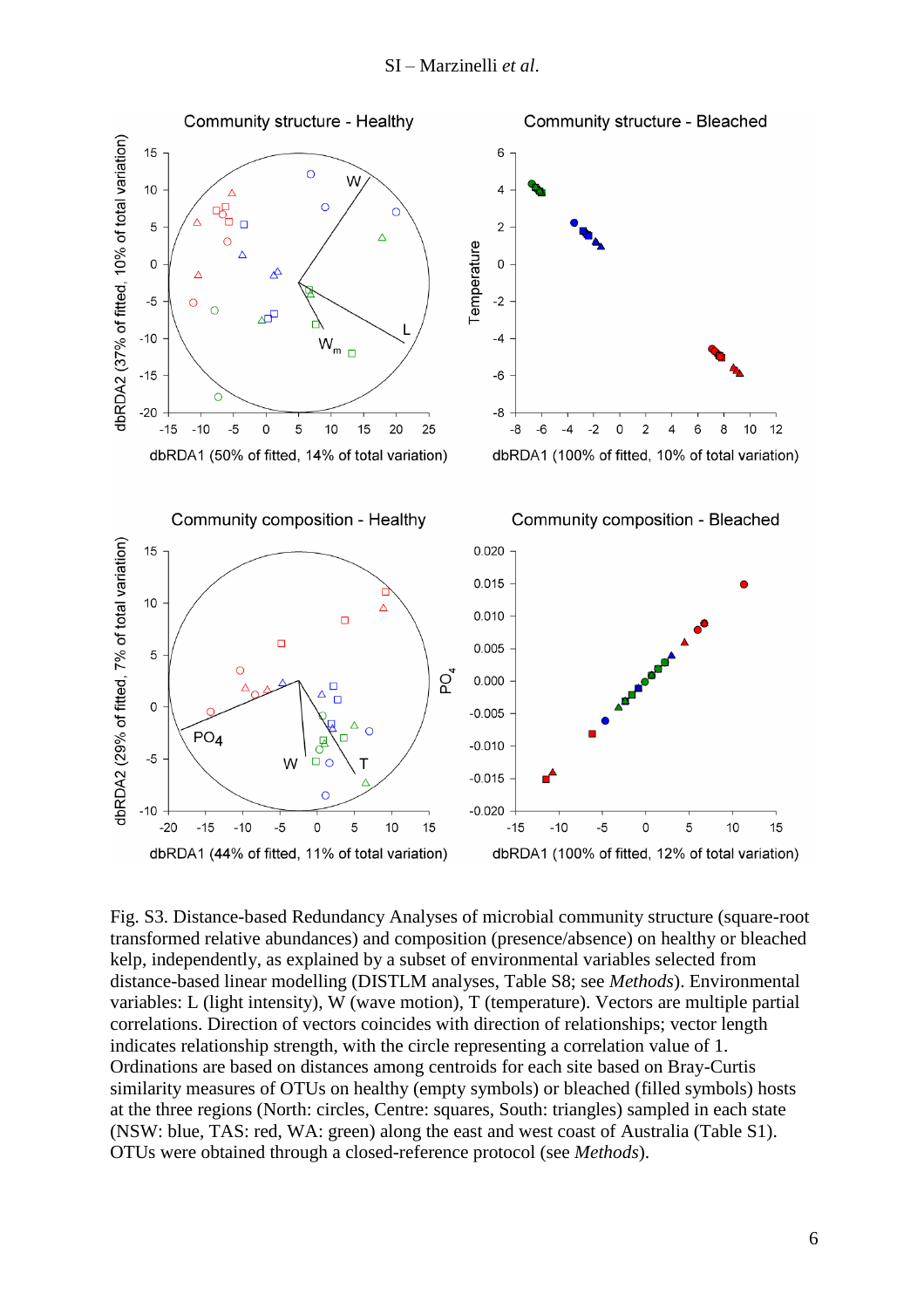Fig. S3. Distance-based Redundancy Analyses of microbial community structure (square-root transformed relative abundances) and composition (presence/absence) on healthy or bleached kelp, independently, as explained by a subset of environmental variables selected from distance-based linear modelling (DISTLM analyses, Table S8; see *Methods*). Environmental variables: L (light intensity), W (wave motion), T (temperature). Vectors are multiple partial correlations. Direction of vectors coincides with direction of relationships; vector length indicates relationship strength, with the circle representing a correlation value of 1. Ordinations are based on distances among centroids for each site based on Bray-Curtis similarity measures of OTUs on healthy (empty symbols) or bleached (filled symbols) hosts at the three regions (North: circles, Centre: squares, South: triangles) sampled in each state (NSW: blue, TAS: red, WA: green) along the east and west coast of Australia (Table S1). OTUs were obtained through a closed-reference protocol (see *Methods*).